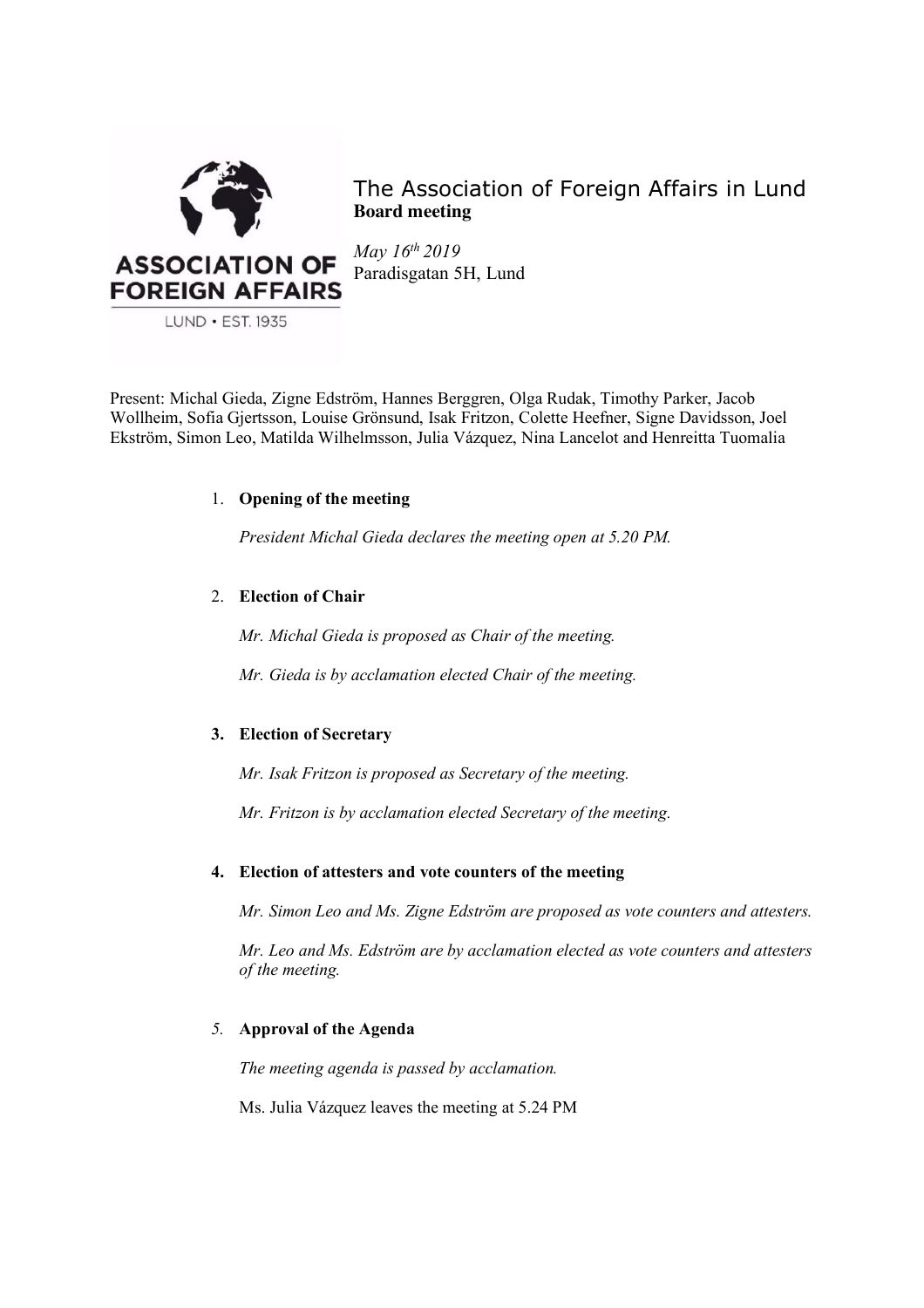# The Association of Foreign Affairs in Lund

**Board meeting**

*May 16th 2019*
Paradisgatan 5H, Lund

Present: Michal Gieda, Zigne Edström, Hannes Berggren, Olga Rudak, Timothy Parker, Jacob Wollheim, Sofia Gjertsson, Louise Grönsund, Isak Fritzon, Colette Heefner, Signe Davidsson, Joel Ekström, Simon Leo, Matilda Wilhelmsson, Julia Vázquez, Nina Lancelot and Henreitta Tuomalia

1. **Opening of the meeting**

   *President Michal Gieda declares the meeting open at 5.20 PM.*

2. **Election of Chair**

   *Mr. Michal Gieda is proposed as Chair of the meeting.*

   *Mr. Gieda is by acclamation elected Chair of the meeting.*

3. **Election of Secretary**

   *Mr. Isak Fritzon is proposed as Secretary of the meeting.*

   *Mr. Fritzon is by acclamation elected Secretary of the meeting.*

4. **Election of attesters and vote counters of the meeting**

   *Mr. Simon Leo and Ms. Zigne Edström are proposed as vote counters and attesters.*

   *Mr. Leo and Ms. Edström are by acclamation elected as vote counters and attesters of the meeting.*

5. **Approval of the Agenda**

   *The meeting agenda is passed by acclamation.*

   Ms. Julia Vázquez leaves the meeting at 5.24 PM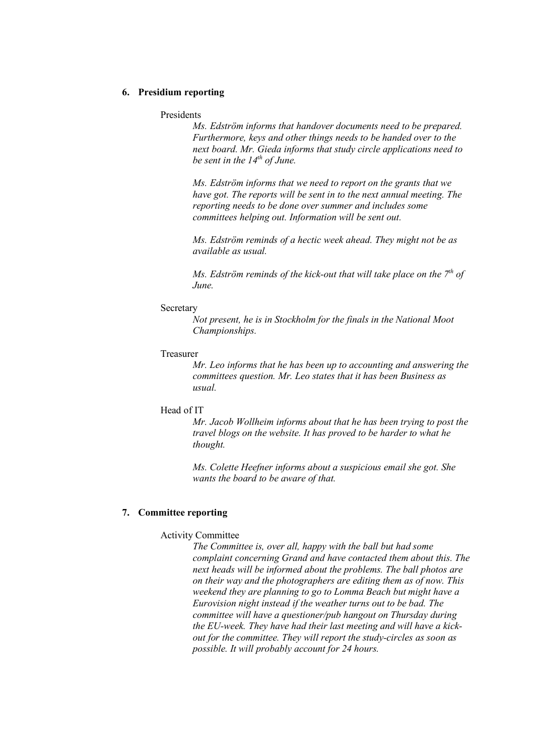## 6. Presidium reporting

Presidents

*Ms. Edström informs that handover documents need to be prepared. Furthermore, keys and other things needs to be handed over to the next board. Mr. Gieda informs that study circle applications need to be sent in the 14th of June.*

*Ms. Edström informs that we need to report on the grants that we have got. The reports will be sent in to the next annual meeting. The reporting needs to be done over summer and includes some committees helping out. Information will be sent out.*

*Ms. Edström reminds of a hectic week ahead. They might not be as available as usual.*

*Ms. Edström reminds of the kick-out that will take place on the 7th of June.*

Secretary

*Not present, he is in Stockholm for the finals in the National Moot Championships.*

Treasurer

*Mr. Leo informs that he has been up to accounting and answering the committees question. Mr. Leo states that it has been Business as usual.*

Head of IT

*Mr. Jacob Wollheim informs about that he has been trying to post the travel blogs on the website. It has proved to be harder to what he thought.*

*Ms. Colette Heefner informs about a suspicious email she got. She wants the board to be aware of that.*

## 7. Committee reporting

Activity Committee

*The Committee is, over all, happy with the ball but had some complaint concerning Grand and have contacted them about this. The next heads will be informed about the problems. The ball photos are on their way and the photographers are editing them as of now. This weekend they are planning to go to Lomma Beach but might have a Eurovision night instead if the weather turns out to be bad. The committee will have a questioner/pub hangout on Thursday during the EU-week. They have had their last meeting and will have a kick-out for the committee. They will report the study-circles as soon as possible. It will probably account for 24 hours.*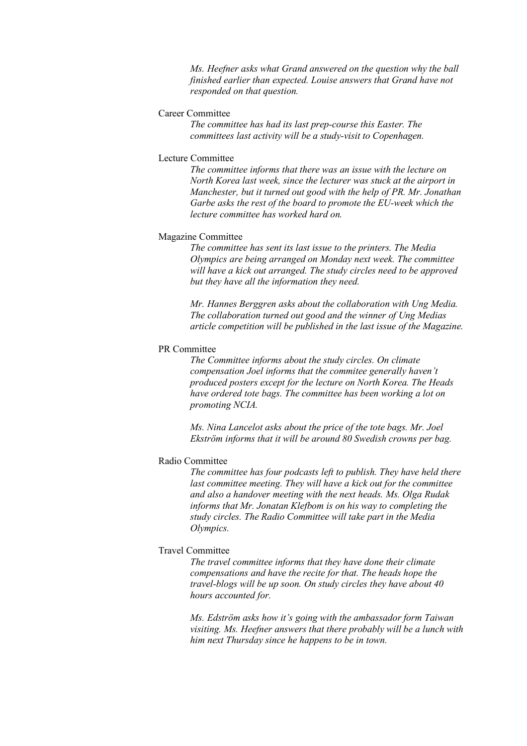*Ms. Heefner asks what Grand answered on the question why the ball finished earlier than expected. Louise answers that Grand have not responded on that question.*

Career Committee

*The committee has had its last prep-course this Easter. The committees last activity will be a study-visit to Copenhagen.*

Lecture Committee

*The committee informs that there was an issue with the lecture on North Korea last week, since the lecturer was stuck at the airport in Manchester, but it turned out good with the help of PR. Mr. Jonathan Garbe asks the rest of the board to promote the EU-week which the lecture committee has worked hard on.*

Magazine Committee

*The committee has sent its last issue to the printers. The Media Olympics are being arranged on Monday next week. The committee will have a kick out arranged. The study circles need to be approved but they have all the information they need.*

*Mr. Hannes Berggren asks about the collaboration with Ung Media. The collaboration turned out good and the winner of Ung Medias article competition will be published in the last issue of the Magazine.*

PR Committee

*The Committee informs about the study circles. On climate compensation Joel informs that the commitee generally haven't produced posters except for the lecture on North Korea. The Heads have ordered tote bags. The committee has been working a lot on promoting NCIA.*

*Ms. Nina Lancelot asks about the price of the tote bags. Mr. Joel Ekström informs that it will be around 80 Swedish crowns per bag.*

Radio Committee

*The committee has four podcasts left to publish. They have held there last committee meeting. They will have a kick out for the committee and also a handover meeting with the next heads. Ms. Olga Rudak informs that Mr. Jonatan Klefbom is on his way to completing the study circles. The Radio Committee will take part in the Media Olympics.*

Travel Committee

*The travel committee informs that they have done their climate compensations and have the recite for that. The heads hope the travel-blogs will be up soon. On study circles they have about 40 hours accounted for.*

*Ms. Edström asks how it's going with the ambassador form Taiwan visiting. Ms. Heefner answers that there probably will be a lunch with him next Thursday since he happens to be in town.*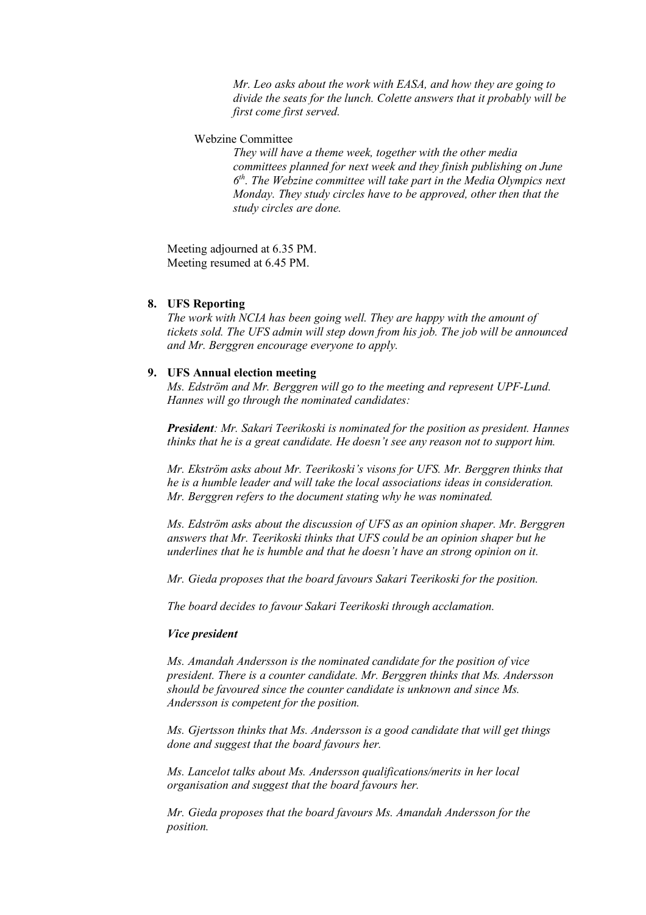*Mr. Leo asks about the work with EASA, and how they are going to divide the seats for the lunch. Colette answers that it probably will be first come first served.*

Webzine Committee

*They will have a theme week, together with the other media committees planned for next week and they finish publishing on June 6th. The Webzine committee will take part in the Media Olympics next Monday. They study circles have to be approved, other then that the study circles are done.*

Meeting adjourned at 6.35 PM.
Meeting resumed at 6.45 PM.

## 8. UFS Reporting

*The work with NCIA has been going well. They are happy with the amount of tickets sold. The UFS admin will step down from his job. The job will be announced and Mr. Berggren encourage everyone to apply.*

## 9. UFS Annual election meeting

*Ms. Edström and Mr. Berggren will go to the meeting and represent UPF-Lund. Hannes will go through the nominated candidates:*

***President****: Mr. Sakari Teerikoski is nominated for the position as president. Hannes thinks that he is a great candidate. He doesn't see any reason not to support him.*

*Mr. Ekström asks about Mr. Teerikoski's visons for UFS. Mr. Berggren thinks that he is a humble leader and will take the local associations ideas in consideration. Mr. Berggren refers to the document stating why he was nominated.*

*Ms. Edström asks about the discussion of UFS as an opinion shaper. Mr. Berggren answers that Mr. Teerikoski thinks that UFS could be an opinion shaper but he underlines that he is humble and that he doesn't have an strong opinion on it.*

*Mr. Gieda proposes that the board favours Sakari Teerikoski for the position.*

*The board decides to favour Sakari Teerikoski through acclamation.*

***Vice president***

*Ms. Amandah Andersson is the nominated candidate for the position of vice president. There is a counter candidate. Mr. Berggren thinks that Ms. Andersson should be favoured since the counter candidate is unknown and since Ms. Andersson is competent for the position.*

*Ms. Gjertsson thinks that Ms. Andersson is a good candidate that will get things done and suggest that the board favours her.*

*Ms. Lancelot talks about Ms. Andersson qualifications/merits in her local organisation and suggest that the board favours her.*

*Mr. Gieda proposes that the board favours Ms. Amandah Andersson for the position.*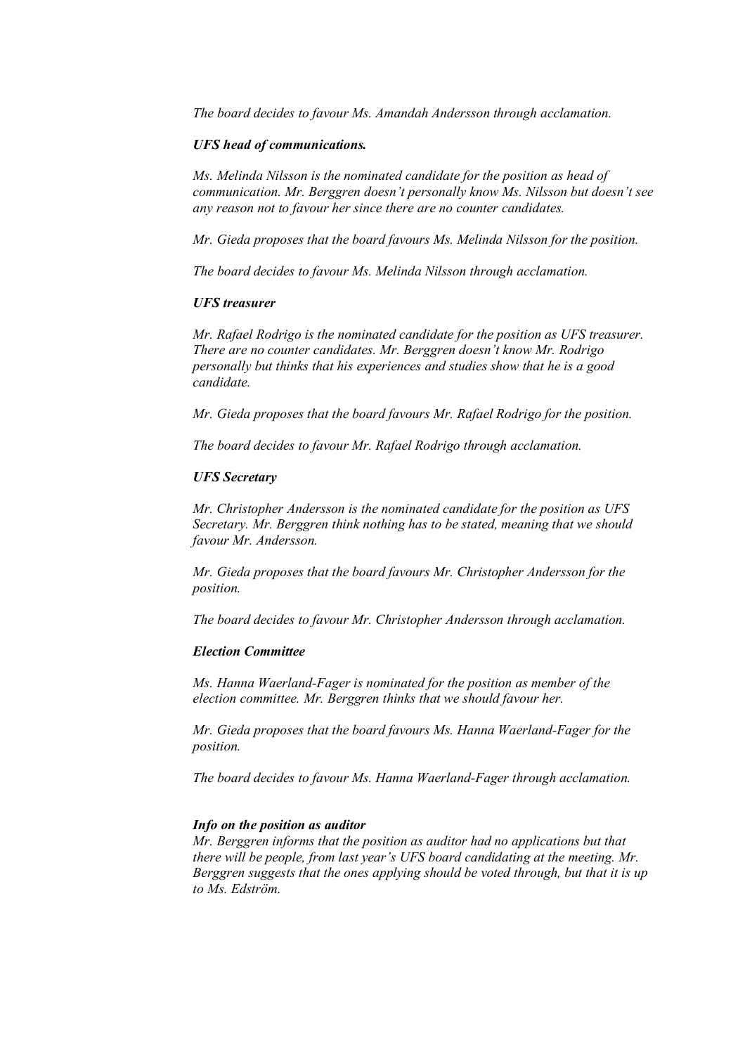*The board decides to favour Ms. Amandah Andersson through acclamation.*

***UFS head of communications.***

*Ms. Melinda Nilsson is the nominated candidate for the position as head of communication. Mr. Berggren doesn't personally know Ms. Nilsson but doesn't see any reason not to favour her since there are no counter candidates.*

*Mr. Gieda proposes that the board favours Ms. Melinda Nilsson for the position.*

*The board decides to favour Ms. Melinda Nilsson through acclamation.*

***UFS treasurer***

*Mr. Rafael Rodrigo is the nominated candidate for the position as UFS treasurer. There are no counter candidates. Mr. Berggren doesn't know Mr. Rodrigo personally but thinks that his experiences and studies show that he is a good candidate.*

*Mr. Gieda proposes that the board favours Mr. Rafael Rodrigo for the position.*

*The board decides to favour Mr. Rafael Rodrigo through acclamation.*

***UFS Secretary***

*Mr. Christopher Andersson is the nominated candidate for the position as UFS Secretary. Mr. Berggren think nothing has to be stated, meaning that we should favour Mr. Andersson.*

*Mr. Gieda proposes that the board favours Mr. Christopher Andersson for the position.*

*The board decides to favour Mr. Christopher Andersson through acclamation.*

***Election Committee***

*Ms. Hanna Waerland-Fager is nominated for the position as member of the election committee. Mr. Berggren thinks that we should favour her.*

*Mr. Gieda proposes that the board favours Ms. Hanna Waerland-Fager for the position.*

*The board decides to favour Ms. Hanna Waerland-Fager through acclamation.*

***Info on the position as auditor***

*Mr. Berggren informs that the position as auditor had no applications but that there will be people, from last year's UFS board candidating at the meeting. Mr. Berggren suggests that the ones applying should be voted through, but that it is up to Ms. Edström.*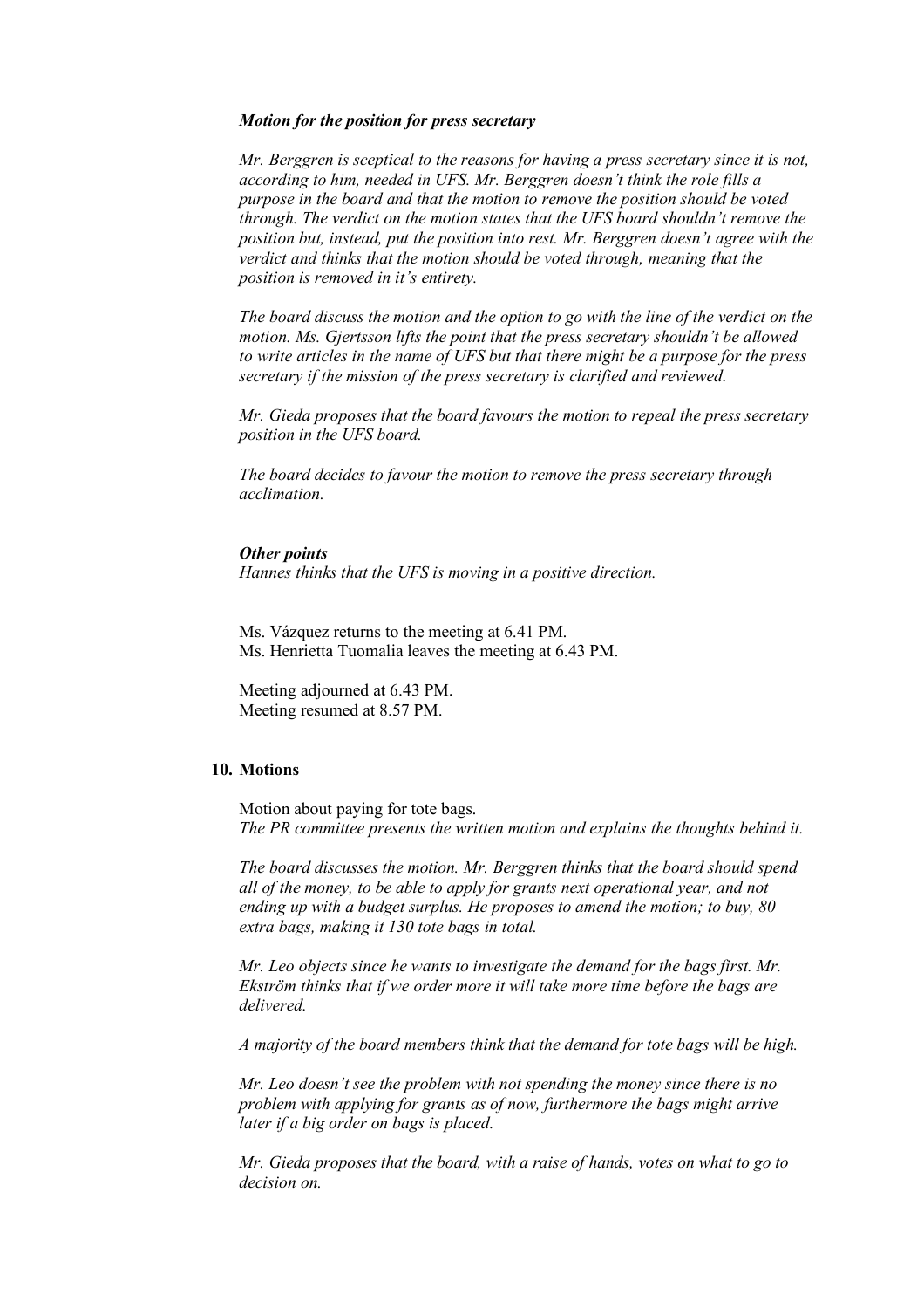***Motion for the position for press secretary***

*Mr. Berggren is sceptical to the reasons for having a press secretary since it is not, according to him, needed in UFS. Mr. Berggren doesn't think the role fills a purpose in the board and that the motion to remove the position should be voted through. The verdict on the motion states that the UFS board shouldn't remove the position but, instead, put the position into rest. Mr. Berggren doesn't agree with the verdict and thinks that the motion should be voted through, meaning that the position is removed in it's entirety.*

*The board discuss the motion and the option to go with the line of the verdict on the motion. Ms. Gjertsson lifts the point that the press secretary shouldn't be allowed to write articles in the name of UFS but that there might be a purpose for the press secretary if the mission of the press secretary is clarified and reviewed.*

*Mr. Gieda proposes that the board favours the motion to repeal the press secretary position in the UFS board.*

*The board decides to favour the motion to remove the press secretary through acclimation.*

***Other points***

*Hannes thinks that the UFS is moving in a positive direction.*

Ms. Vázquez returns to the meeting at 6.41 PM.
Ms. Henrietta Tuomalia leaves the meeting at 6.43 PM.

Meeting adjourned at 6.43 PM.
Meeting resumed at 8.57 PM.

## 10. Motions

Motion about paying for tote bags.
*The PR committee presents the written motion and explains the thoughts behind it.*

*The board discusses the motion. Mr. Berggren thinks that the board should spend all of the money, to be able to apply for grants next operational year, and not ending up with a budget surplus. He proposes to amend the motion; to buy, 80 extra bags, making it 130 tote bags in total.*

*Mr. Leo objects since he wants to investigate the demand for the bags first. Mr. Ekström thinks that if we order more it will take more time before the bags are delivered.*

*A majority of the board members think that the demand for tote bags will be high.*

*Mr. Leo doesn't see the problem with not spending the money since there is no problem with applying for grants as of now, furthermore the bags might arrive later if a big order on bags is placed.*

*Mr. Gieda proposes that the board, with a raise of hands, votes on what to go to decision on.*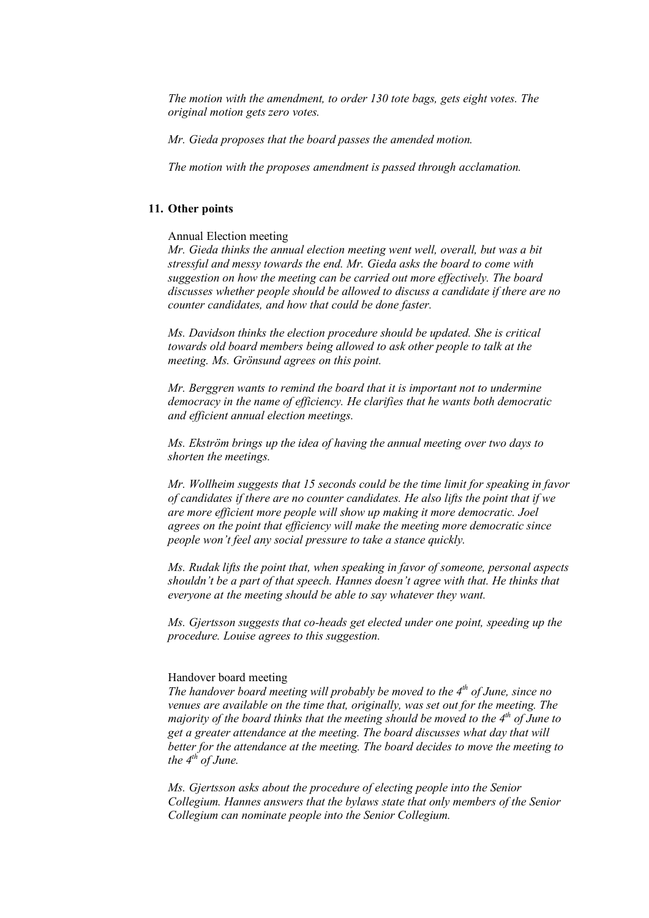*The motion with the amendment, to order 130 tote bags, gets eight votes. The original motion gets zero votes.*

*Mr. Gieda proposes that the board passes the amended motion.*

*The motion with the proposes amendment is passed through acclamation.*

## 11. Other points

Annual Election meeting

*Mr. Gieda thinks the annual election meeting went well, overall, but was a bit stressful and messy towards the end. Mr. Gieda asks the board to come with suggestion on how the meeting can be carried out more effectively. The board discusses whether people should be allowed to discuss a candidate if there are no counter candidates, and how that could be done faster.*

*Ms. Davidson thinks the election procedure should be updated. She is critical towards old board members being allowed to ask other people to talk at the meeting. Ms. Grönsund agrees on this point.*

*Mr. Berggren wants to remind the board that it is important not to undermine democracy in the name of efficiency. He clarifies that he wants both democratic and efficient annual election meetings.*

*Ms. Ekström brings up the idea of having the annual meeting over two days to shorten the meetings.*

*Mr. Wollheim suggests that 15 seconds could be the time limit for speaking in favor of candidates if there are no counter candidates. He also lifts the point that if we are more efficient more people will show up making it more democratic. Joel agrees on the point that efficiency will make the meeting more democratic since people won't feel any social pressure to take a stance quickly.*

*Ms. Rudak lifts the point that, when speaking in favor of someone, personal aspects shouldn't be a part of that speech. Hannes doesn't agree with that. He thinks that everyone at the meeting should be able to say whatever they want.*

*Ms. Gjertsson suggests that co-heads get elected under one point, speeding up the procedure. Louise agrees to this suggestion.*

Handover board meeting

*The handover board meeting will probably be moved to the 4th of June, since no venues are available on the time that, originally, was set out for the meeting. The majority of the board thinks that the meeting should be moved to the 4th of June to get a greater attendance at the meeting. The board discusses what day that will better for the attendance at the meeting. The board decides to move the meeting to the 4th of June.*

*Ms. Gjertsson asks about the procedure of electing people into the Senior Collegium. Hannes answers that the bylaws state that only members of the Senior Collegium can nominate people into the Senior Collegium.*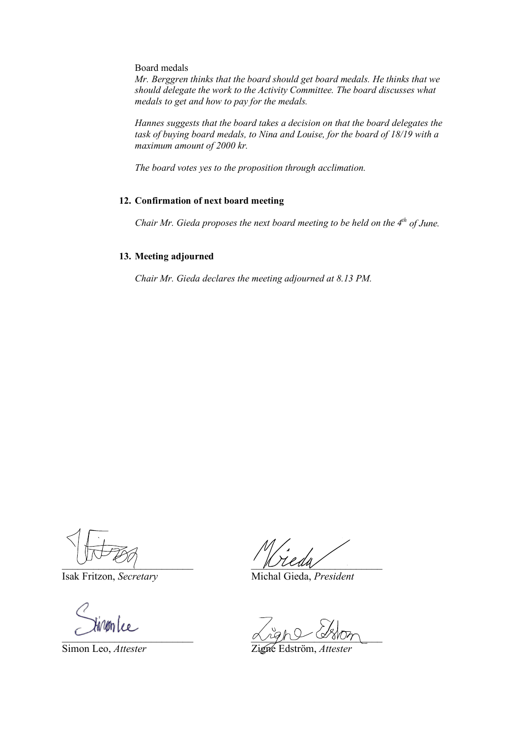Board medals

*Mr. Berggren thinks that the board should get board medals. He thinks that we should delegate the work to the Activity Committee. The board discusses what medals to get and how to pay for the medals.*

*Hannes suggests that the board takes a decision on that the board delegates the task of buying board medals, to Nina and Louise, for the board of 18/19 with a maximum amount of 2000 kr.*

*The board votes yes to the proposition through acclimation.*

## 12. Confirmation of next board meeting

*Chair Mr. Gieda proposes the next board meeting to be held on the 4th of June.*

## 13. Meeting adjourned

*Chair Mr. Gieda declares the meeting adjourned at 8.13 PM.*

\_\_\_\_\_\_\_\_\_\_\_\_\_\_\_\_\_\_\_\_\_\_\_\_\_\_
Isak Fritzon, *Secretary*

\_\_\_\_\_\_\_\_\_\_\_\_\_\_\_\_\_\_\_\_\_\_\_\_\_\_
Michal Gieda, *President*

\_\_\_\_\_\_\_\_\_\_\_\_\_\_\_\_\_\_\_\_\_\_\_\_\_\_
Simon Leo, *Attester*

\_\_\_\_\_\_\_\_\_\_\_\_\_\_\_\_\_\_\_\_\_\_\_\_\_\_
Zigne Edström, *Attester*